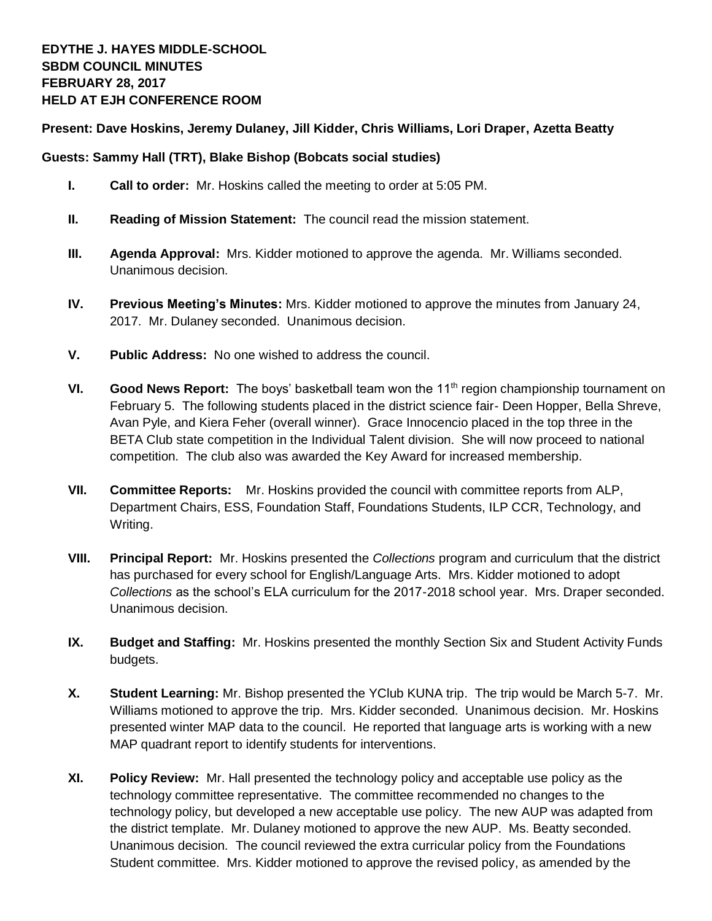**EDYTHE J. HAYES MIDDLE-SCHOOL**
**SBDM COUNCIL MINUTES**
**FEBRUARY 28, 2017**
**HELD AT EJH CONFERENCE ROOM**

**Present: Dave Hoskins, Jeremy Dulaney, Jill Kidder, Chris Williams, Lori Draper, Azetta Beatty**

**Guests: Sammy Hall (TRT), Blake Bishop (Bobcats social studies)**

I. **Call to order:** Mr. Hoskins called the meeting to order at 5:05 PM.

II. **Reading of Mission Statement:** The council read the mission statement.

III. **Agenda Approval:** Mrs. Kidder motioned to approve the agenda. Mr. Williams seconded. Unanimous decision.

IV. **Previous Meeting's Minutes:** Mrs. Kidder motioned to approve the minutes from January 24, 2017. Mr. Dulaney seconded. Unanimous decision.

V. **Public Address:** No one wished to address the council.

VI. **Good News Report:** The boys' basketball team won the 11th region championship tournament on February 5. The following students placed in the district science fair- Deen Hopper, Bella Shreve, Avan Pyle, and Kiera Feher (overall winner). Grace Innocencio placed in the top three in the BETA Club state competition in the Individual Talent division. She will now proceed to national competition. The club also was awarded the Key Award for increased membership.

VII. **Committee Reports:** Mr. Hoskins provided the council with committee reports from ALP, Department Chairs, ESS, Foundation Staff, Foundations Students, ILP CCR, Technology, and Writing.

VIII. **Principal Report:** Mr. Hoskins presented the *Collections* program and curriculum that the district has purchased for every school for English/Language Arts. Mrs. Kidder motioned to adopt *Collections* as the school's ELA curriculum for the 2017-2018 school year. Mrs. Draper seconded. Unanimous decision.

IX. **Budget and Staffing:** Mr. Hoskins presented the monthly Section Six and Student Activity Funds budgets.

X. **Student Learning:** Mr. Bishop presented the YClub KUNA trip. The trip would be March 5-7. Mr. Williams motioned to approve the trip. Mrs. Kidder seconded. Unanimous decision. Mr. Hoskins presented winter MAP data to the council. He reported that language arts is working with a new MAP quadrant report to identify students for interventions.

XI. **Policy Review:** Mr. Hall presented the technology policy and acceptable use policy as the technology committee representative. The committee recommended no changes to the technology policy, but developed a new acceptable use policy. The new AUP was adapted from the district template. Mr. Dulaney motioned to approve the new AUP. Ms. Beatty seconded. Unanimous decision. The council reviewed the extra curricular policy from the Foundations Student committee. Mrs. Kidder motioned to approve the revised policy, as amended by the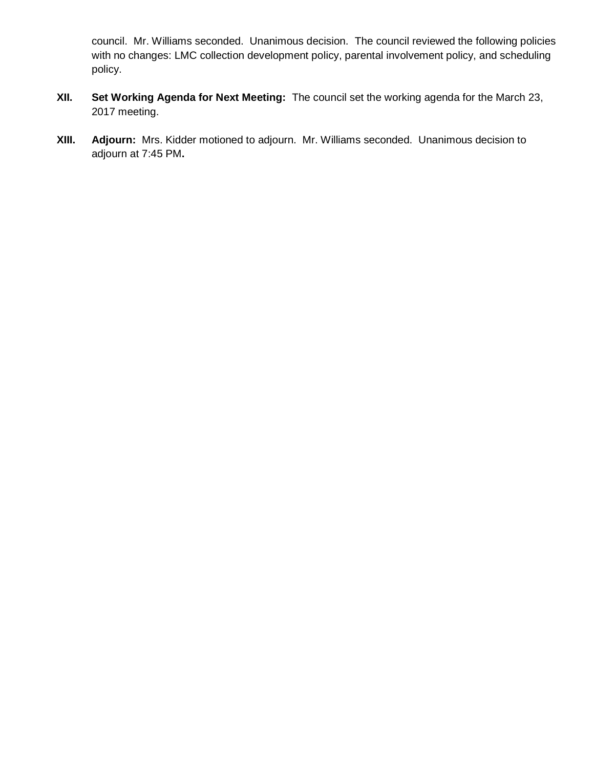council. Mr. Williams seconded. Unanimous decision. The council reviewed the following policies with no changes: LMC collection development policy, parental involvement policy, and scheduling policy.

**XII.** **Set Working Agenda for Next Meeting:** The council set the working agenda for the March 23, 2017 meeting.

**XIII.** **Adjourn:** Mrs. Kidder motioned to adjourn. Mr. Williams seconded. Unanimous decision to adjourn at 7:45 PM**.**